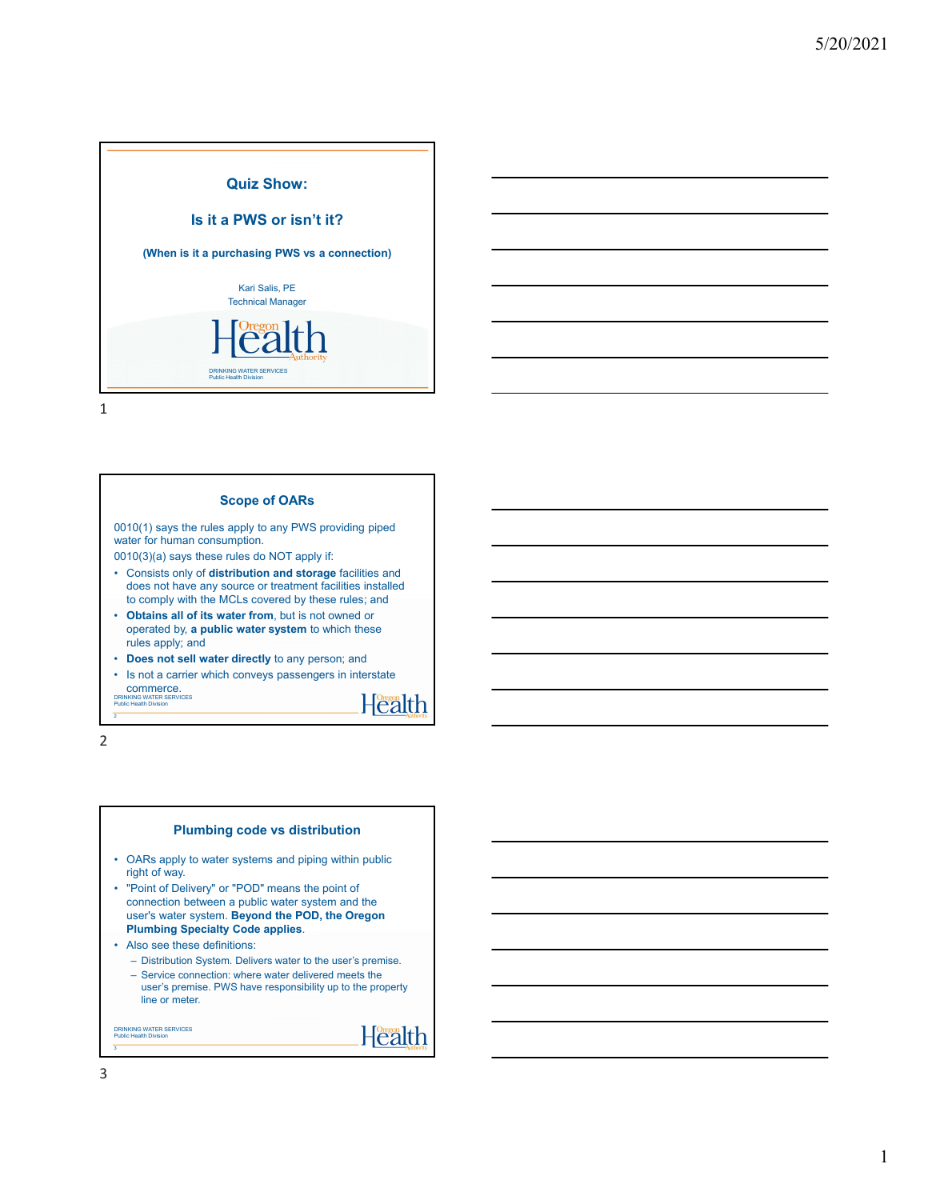## Quiz Show:

## Is it a PWS or isn't it?

**(When is it a purchasing PWS vs a connection)**

Kari Salis, PE
Technical Manager

Oregon Health Authority
DRINKING WATER SERVICES
Public Health Division

## Scope of OARs

0010(1) says the rules apply to any PWS providing piped water for human consumption.

0010(3)(a) says these rules do NOT apply if:

- Consists only of **distribution and storage** facilities and does not have any source or treatment facilities installed to comply with the MCLs covered by these rules; and
- **Obtains all of its water from**, but is not owned or operated by, **a public water system** to which these rules apply; and
- **Does not sell water directly** to any person; and
- Is not a carrier which conveys passengers in interstate commerce.

## Plumbing code vs distribution

- OARs apply to water systems and piping within public right of way.
- "Point of Delivery" or "POD" means the point of connection between a public water system and the user's water system. **Beyond the POD, the Oregon Plumbing Specialty Code applies**.
- Also see these definitions:
  - Distribution System. Delivers water to the user's premise.
  - Service connection: where water delivered meets the user's premise. PWS have responsibility up to the property line or meter.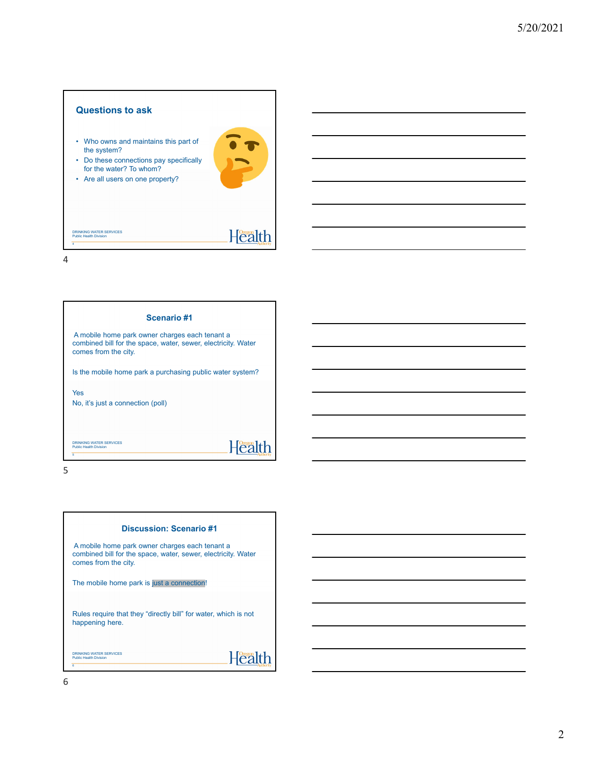## Questions to ask

- Who owns and maintains this part of the system?
- Do these connections pay specifically for the water? To whom?
- Are all users on one property?

DRINKING WATER SERVICES
Public Health Division

## Scenario #1

A mobile home park owner charges each tenant a combined bill for the space, water, sewer, electricity. Water comes from the city.

Is the mobile home park a purchasing public water system?

Yes
No, it's just a connection (poll)

DRINKING WATER SERVICES
Public Health Division

## Discussion: Scenario #1

A mobile home park owner charges each tenant a combined bill for the space, water, sewer, electricity. Water comes from the city.

The mobile home park is just a connection!

Rules require that they "directly bill" for water, which is not happening here.

DRINKING WATER SERVICES
Public Health Division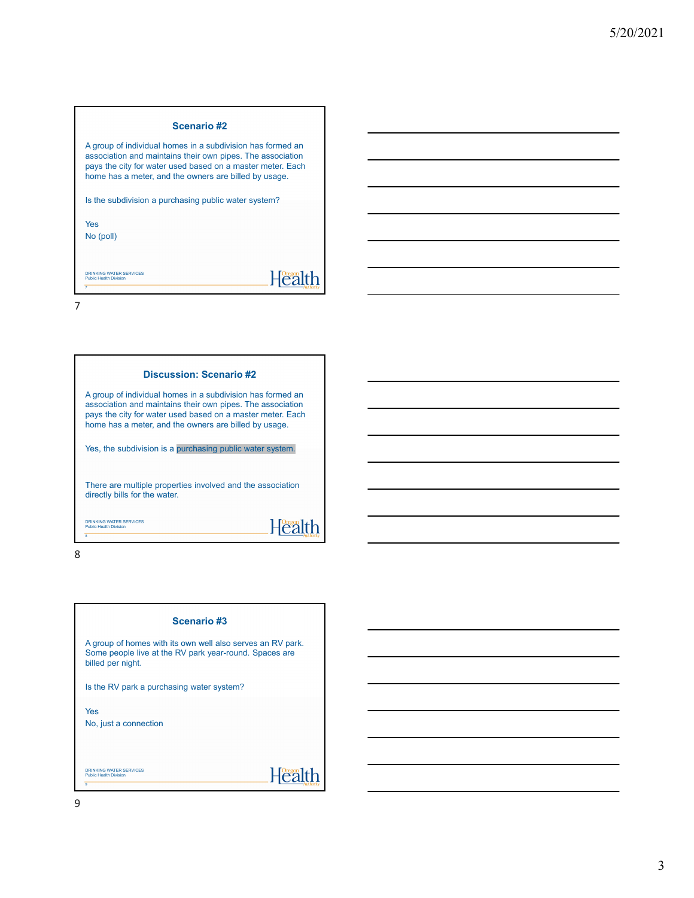## Scenario #2

A group of individual homes in a subdivision has formed an association and maintains their own pipes. The association pays the city for water used based on a master meter. Each home has a meter, and the owners are billed by usage.

Is the subdivision a purchasing public water system?

Yes

No (poll)

DRINKING WATER SERVICES
Public Health Division

## Discussion: Scenario #2

A group of individual homes in a subdivision has formed an association and maintains their own pipes. The association pays the city for water used based on a master meter. Each home has a meter, and the owners are billed by usage.

Yes, the subdivision is a purchasing public water system.

There are multiple properties involved and the association directly bills for the water.

DRINKING WATER SERVICES
Public Health Division

## Scenario #3

A group of homes with its own well also serves an RV park. Some people live at the RV park year-round. Spaces are billed per night.

Is the RV park a purchasing water system?

Yes

No, just a connection

DRINKING WATER SERVICES
Public Health Division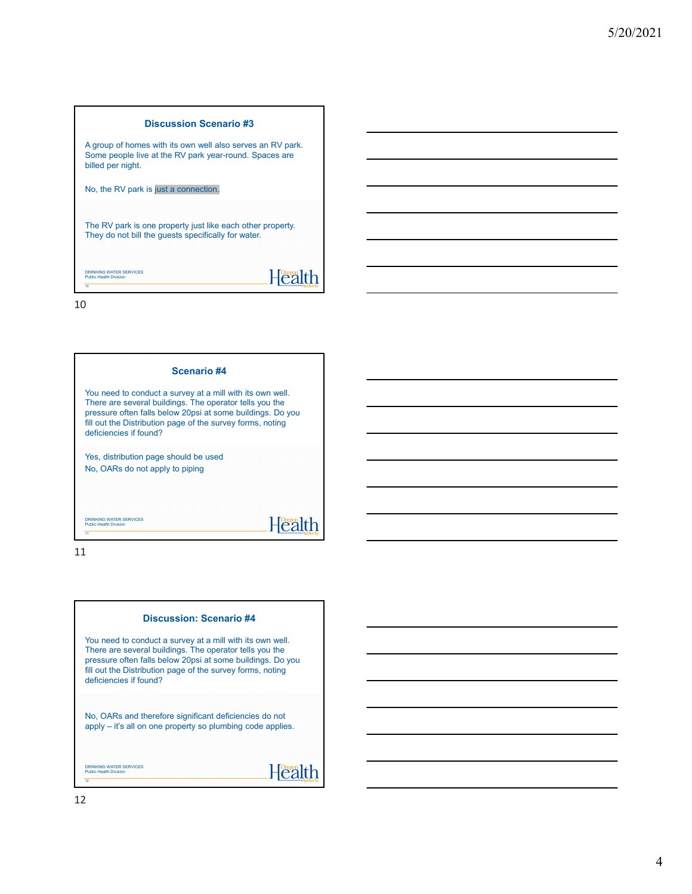## Discussion Scenario #3

A group of homes with its own well also serves an RV park. Some people live at the RV park year-round. Spaces are billed per night.

No, the RV park is just a connection.

The RV park is one property just like each other property. They do not bill the guests specifically for water.

DRINKING WATER SERVICES
Public Health Division

## Scenario #4

You need to conduct a survey at a mill with its own well. There are several buildings. The operator tells you the pressure often falls below 20psi at some buildings. Do you fill out the Distribution page of the survey forms, noting deficiencies if found?

Yes, distribution page should be used

No, OARs do not apply to piping

DRINKING WATER SERVICES
Public Health Division

## Discussion: Scenario #4

You need to conduct a survey at a mill with its own well. There are several buildings. The operator tells you the pressure often falls below 20psi at some buildings. Do you fill out the Distribution page of the survey forms, noting deficiencies if found?

No, OARs and therefore significant deficiencies do not apply – it's all on one property so plumbing code applies.

DRINKING WATER SERVICES
Public Health Division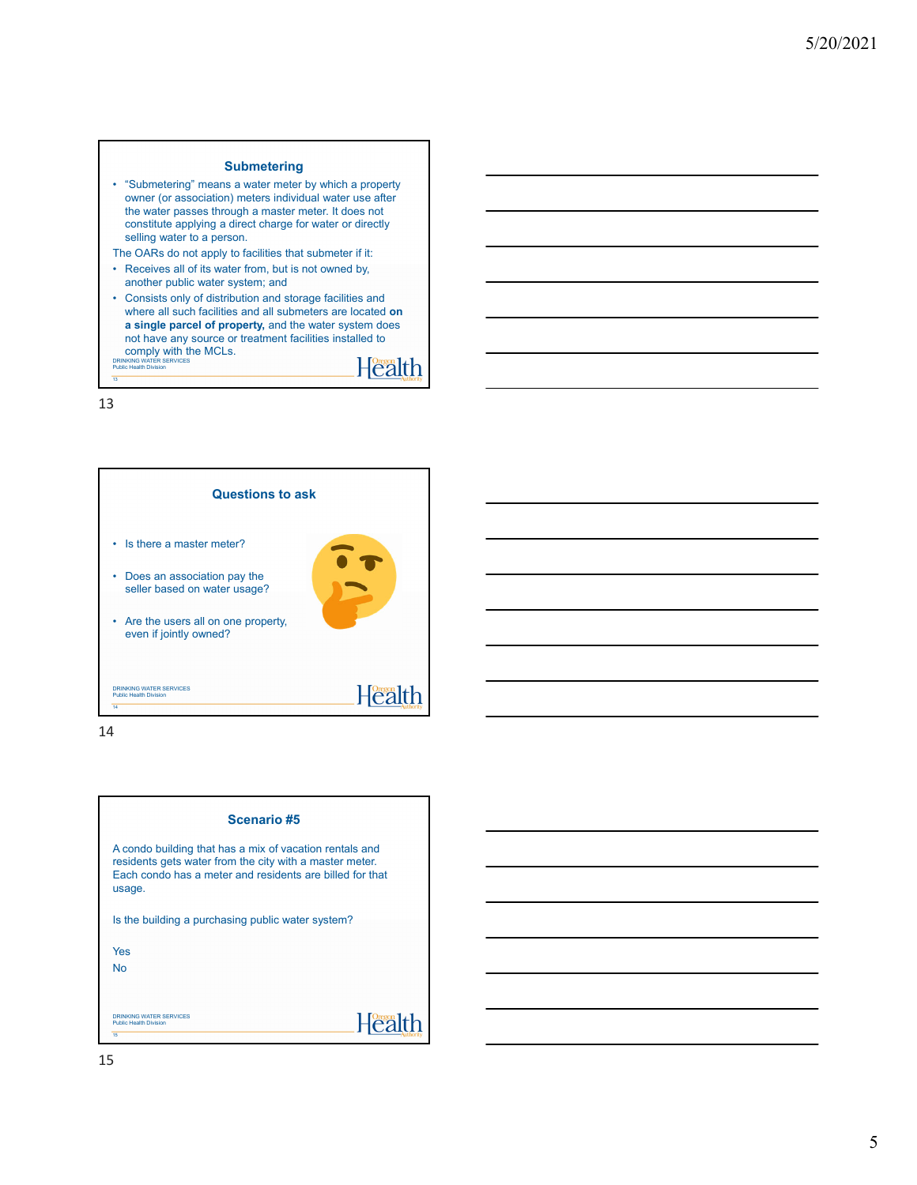## Submetering

- "Submetering" means a water meter by which a property owner (or association) meters individual water use after the water passes through a master meter. It does not constitute applying a direct charge for water or directly selling water to a person.

The OARs do not apply to facilities that submeter if it:

- Receives all of its water from, but is not owned by, another public water system; and
- Consists only of distribution and storage facilities and where all such facilities and all submeters are located **on a single parcel of property,** and the water system does not have any source or treatment facilities installed to comply with the MCLs.

## Questions to ask

- Is there a master meter?
- Does an association pay the seller based on water usage?
- Are the users all on one property, even if jointly owned?

## Scenario #5

A condo building that has a mix of vacation rentals and residents gets water from the city with a master meter. Each condo has a meter and residents are billed for that usage.

Is the building a purchasing public water system?

Yes

No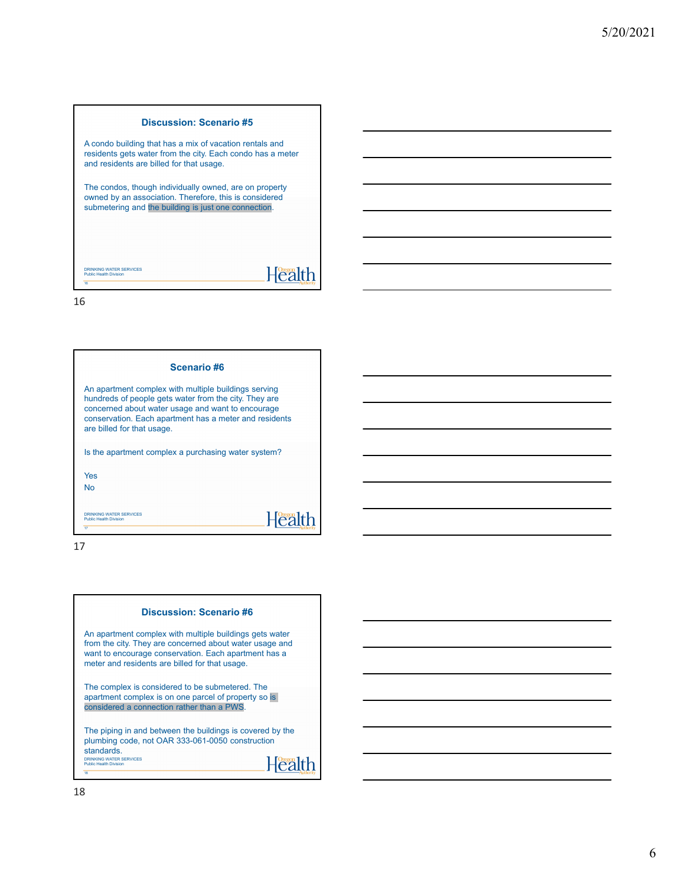## Discussion: Scenario #5

A condo building that has a mix of vacation rentals and residents gets water from the city. Each condo has a meter and residents are billed for that usage.

The condos, though individually owned, are on property owned by an association. Therefore, this is considered submetering and the building is just one connection.

DRINKING WATER SERVICES
Public Health Division

## Scenario #6

An apartment complex with multiple buildings serving hundreds of people gets water from the city. They are concerned about water usage and want to encourage conservation. Each apartment has a meter and residents are billed for that usage.

Is the apartment complex a purchasing water system?

Yes

No

DRINKING WATER SERVICES
Public Health Division

## Discussion: Scenario #6

An apartment complex with multiple buildings gets water from the city. They are concerned about water usage and want to encourage conservation. Each apartment has a meter and residents are billed for that usage.

The complex is considered to be submetered. The apartment complex is on one parcel of property so is considered a connection rather than a PWS.

The piping in and between the buildings is covered by the plumbing code, not OAR 333-061-0050 construction standards.

DRINKING WATER SERVICES
Public Health Division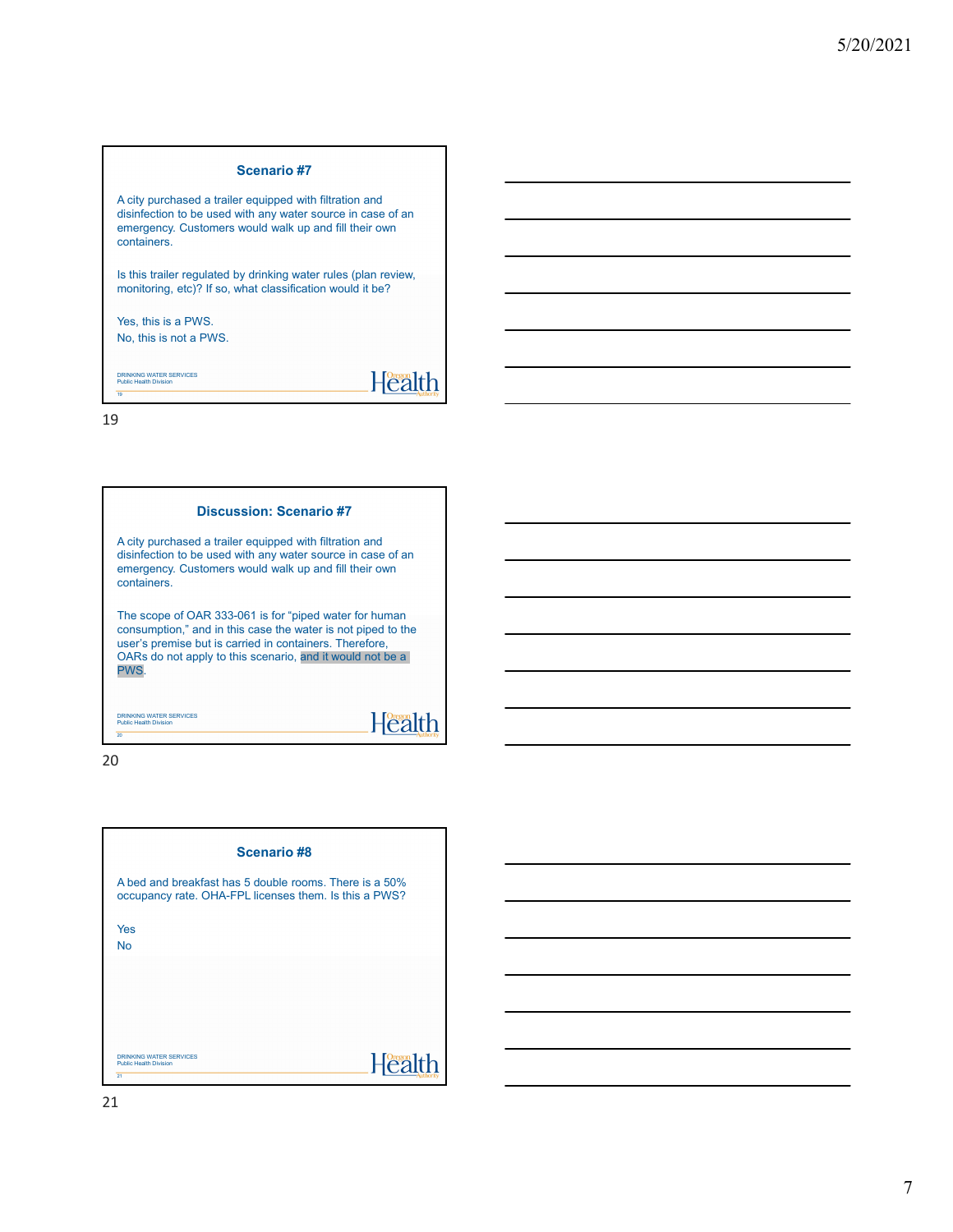## Scenario #7

A city purchased a trailer equipped with filtration and disinfection to be used with any water source in case of an emergency. Customers would walk up and fill their own containers.

Is this trailer regulated by drinking water rules (plan review, monitoring, etc)? If so, what classification would it be?

Yes, this is a PWS.
No, this is not a PWS.

DRINKING WATER SERVICES
Public Health Division

## Discussion: Scenario #7

A city purchased a trailer equipped with filtration and disinfection to be used with any water source in case of an emergency. Customers would walk up and fill their own containers.

The scope of OAR 333-061 is for "piped water for human consumption," and in this case the water is not piped to the user's premise but is carried in containers. Therefore, OARs do not apply to this scenario, and it would not be a PWS.

DRINKING WATER SERVICES
Public Health Division

## Scenario #8

A bed and breakfast has 5 double rooms. There is a 50% occupancy rate. OHA-FPL licenses them. Is this a PWS?

Yes
No

DRINKING WATER SERVICES
Public Health Division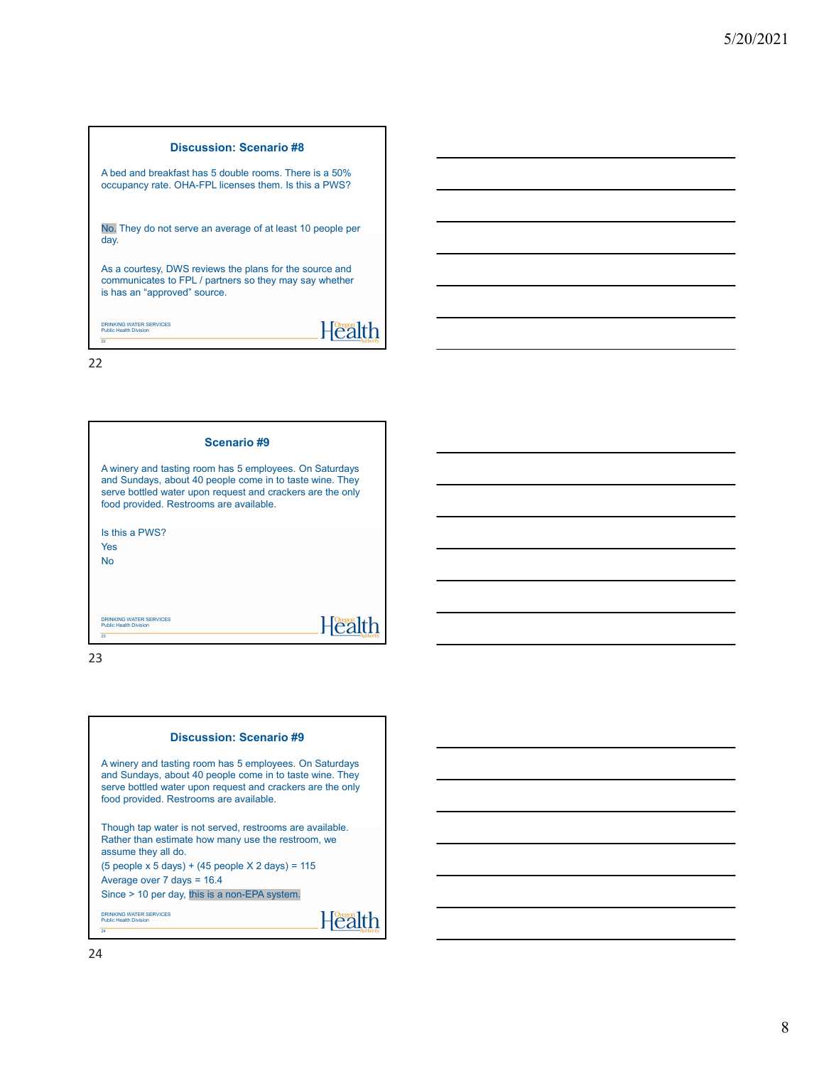## Discussion: Scenario #8

A bed and breakfast has 5 double rooms. There is a 50% occupancy rate. OHA-FPL licenses them. Is this a PWS?

No. They do not serve an average of at least 10 people per day.

As a courtesy, DWS reviews the plans for the source and communicates to FPL / partners so they may say whether is has an "approved" source.

DRINKING WATER SERVICES
Public Health Division

22

## Scenario #9

A winery and tasting room has 5 employees. On Saturdays and Sundays, about 40 people come in to taste wine. They serve bottled water upon request and crackers are the only food provided. Restrooms are available.

Is this a PWS?

Yes

No

DRINKING WATER SERVICES
Public Health Division

23

## Discussion: Scenario #9

A winery and tasting room has 5 employees. On Saturdays and Sundays, about 40 people come in to taste wine. They serve bottled water upon request and crackers are the only food provided. Restrooms are available.

Though tap water is not served, restrooms are available. Rather than estimate how many use the restroom, we assume they all do.

(5 people x 5 days) + (45 people X 2 days) = 115

Average over 7 days = 16.4

Since > 10 per day, this is a non-EPA system.

DRINKING WATER SERVICES
Public Health Division

24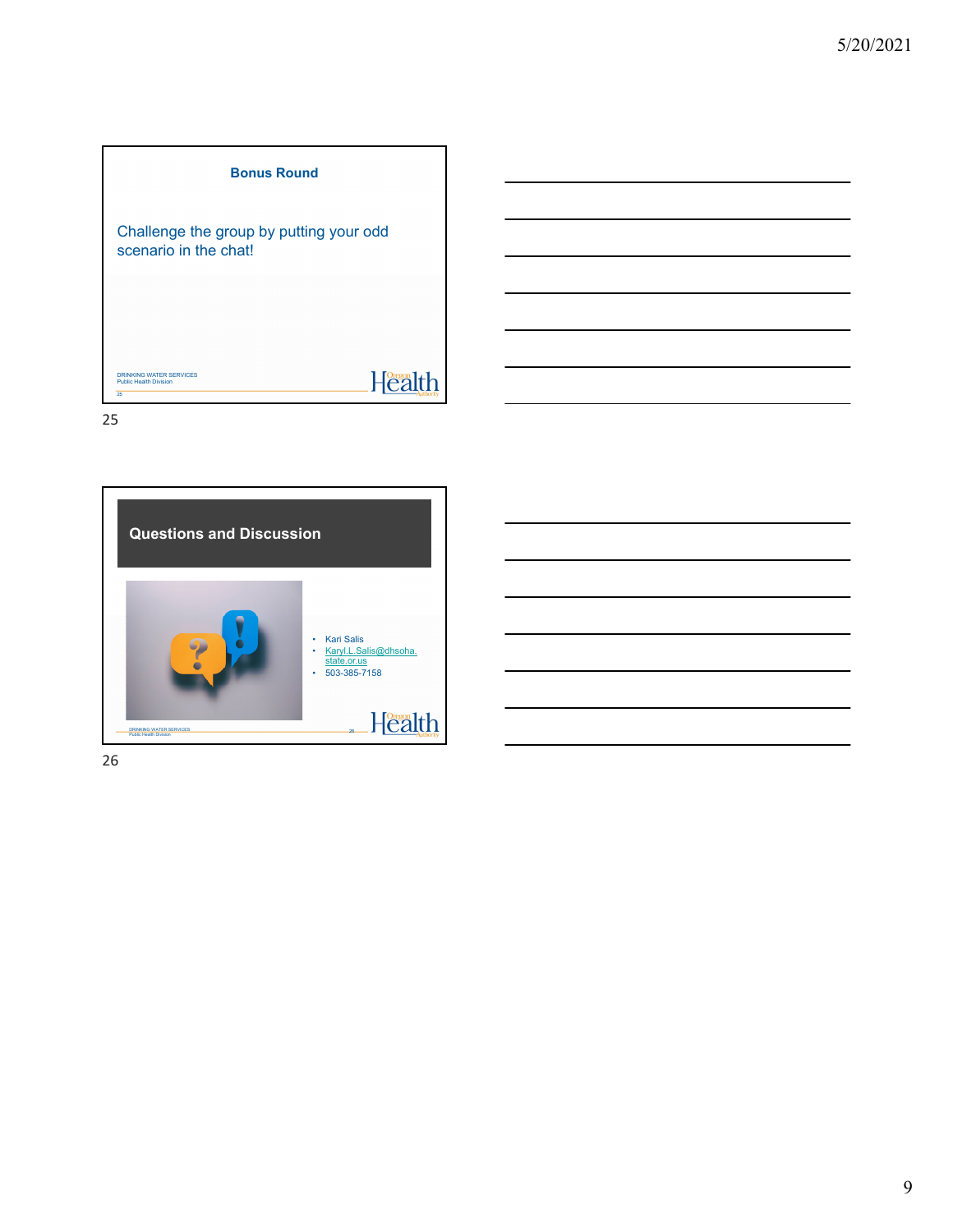## Bonus Round

Challenge the group by putting your odd scenario in the chat!

DRINKING WATER SERVICES
Public Health Division

## Questions and Discussion

- Kari Salis
- Karyl.L.Salis@dhsoha.state.or.us
- 503-385-7158

DRINKING WATER SERVICES
Public Health Division